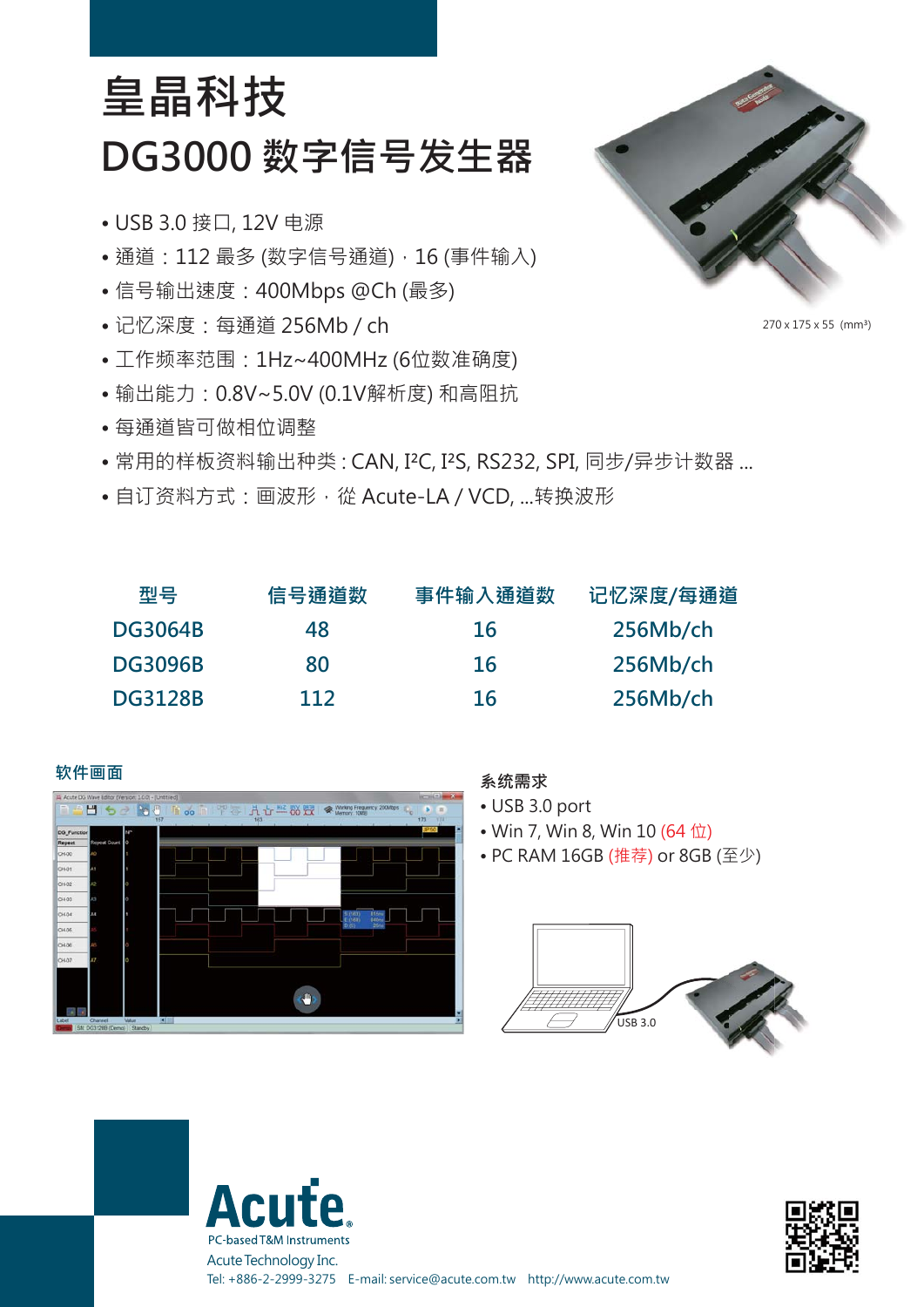# 皇晶科技

# DG3000 数字信号发生器

- USB 3.0 接口, 12V 电源
- 通道：112 最多 (数字信号通道)，16 (事件输入)
- 信号输出速度：400Mbps @Ch (最多)
- 记忆深度：每通道 256Mb / ch
- 工作频率范围：1Hz~400MHz (6位数准确度)
- 输出能力：0.8V~5.0V (0.1V解析度) 和高阻抗
- 每通道皆可做相位调整
- 常用的样板资料输出种类 : CAN, I²C, I²S, RS232, SPI, 同步/异步计数器 ...
- 自订资料方式：画波形，從 Acute-LA / VCD, ...转换波形

270 x 175 x 55 (mm³)

| 型号 | 信号通道数 | 事件输入通道数 | 记忆深度/每通道 |
|---|---|---|---|
| DG3064B | 48 | 16 | 256Mb/ch |
| DG3096B | 80 | 16 | 256Mb/ch |
| DG3128B | 112 | 16 | 256Mb/ch |

### 软件画面

### 系统需求

- USB 3.0 port
- Win 7, Win 8, Win 10 (64 位)
- PC RAM 16GB (推荐) or 8GB (至少)

USB 3.0

Acute
PC-based T&M Instruments

Acute Technology Inc.

Tel: +886-2-2999-3275 E-mail: service@acute.com.tw http://www.acute.com.tw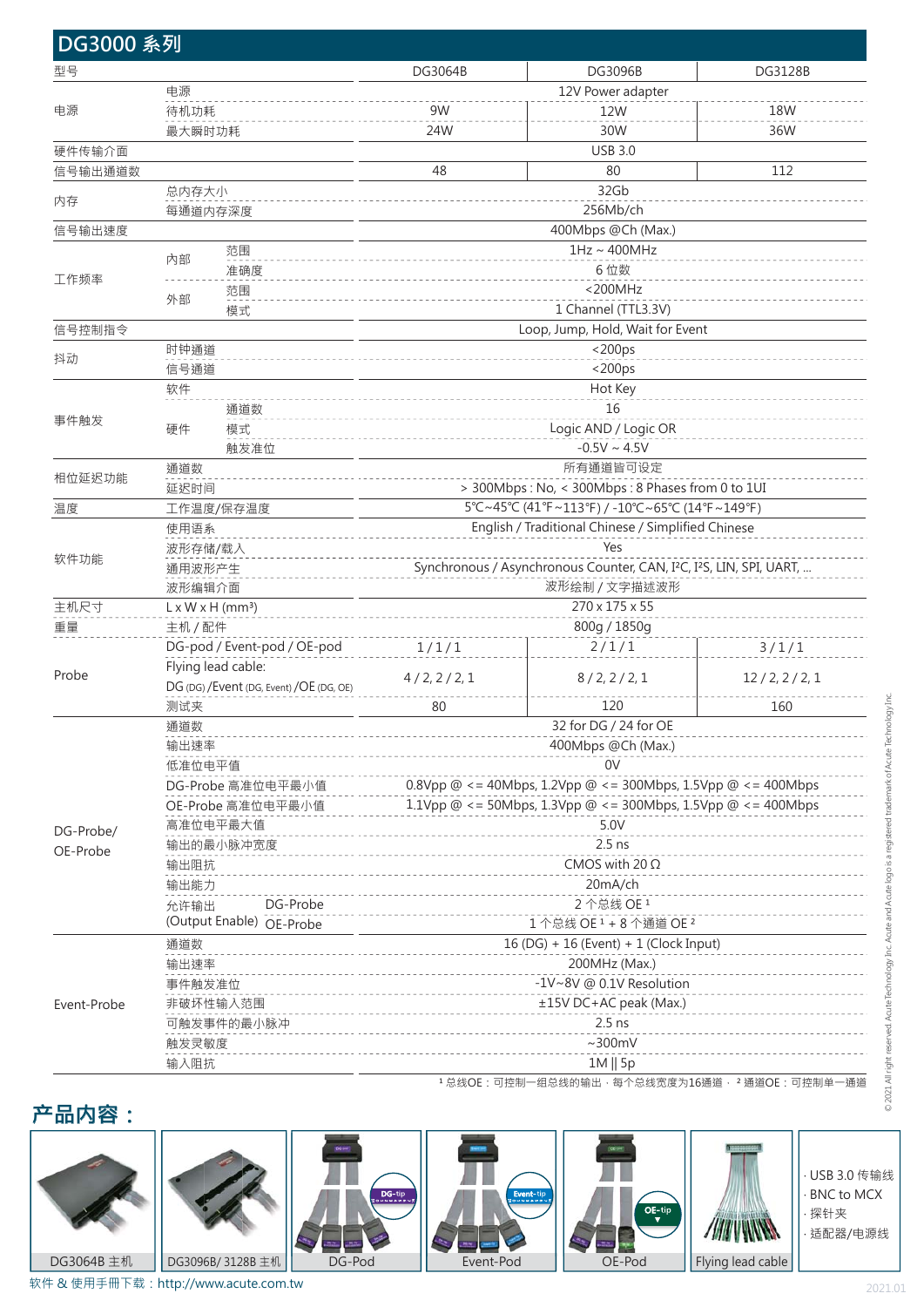## DG3000 系列

| 型号 | | | DG3064B | DG3096B | DG3128B |
|---|---|---|---|---|---|
| 电源 | 电源 | | 12V Power adapter | | |
| | 待机功耗 | | 9W | 12W | 18W |
| | 最大瞬时功耗 | | 24W | 30W | 36W |
| 硬件传输介面 | | | USB 3.0 | | |
| 信号输出通道数 | | | 48 | 80 | 112 |
| 内存 | 总内存大小 | | 32Gb | | |
| | 每通道内存深度 | | 256Mb/ch | | |
| 信号输出速度 | | | 400Mbps @Ch (Max.) | | |
| 工作频率 | 内部 | 范围 | 1Hz ~ 400MHz | | |
| | | 准确度 | 6 位数 | | |
| | 外部 | 范围 | <200MHz | | |
| | | 模式 | 1 Channel (TTL3.3V) | | |
| 信号控制指令 | | | Loop, Jump, Hold, Wait for Event | | |
| 抖动 | 时钟通道 | | <200ps | | |
| | 信号通道 | | <200ps | | |
| 事件触发 | 软件 | | Hot Key | | |
| | 硬件 | 通道数 | 16 | | |
| | | 模式 | Logic AND / Logic OR | | |
| | | 触发准位 | -0.5V ~ 4.5V | | |
| 相位延迟功能 | 通道数 | | 所有通道皆可设定 | | |
| | 延迟时间 | | > 300Mbps : No, < 300Mbps : 8 Phases from 0 to 1UI | | |
| 温度 | 工作温度/保存温度 | | 5℃~45℃ (41℉~113℉) / -10℃~65℃ (14℉~149℉) | | |
| 软件功能 | 使用语系 | | English / Traditional Chinese / Simplified Chinese | | |
| | 波形存储/载入 | | Yes | | |
| | 通用波形产生 | | Synchronous / Asynchronous Counter, CAN, I²C, I²S, LIN, SPI, UART, ... | | |
| | 波形编辑介面 | | 波形绘制 / 文字描述波形 | | |
| 主机尺寸 | L x W x H (mm³) | | 270 x 175 x 55 | | |
| 重量 | 主机 / 配件 | | 800g / 1850g | | |
| Probe | DG-pod / Event-pod / OE-pod | | 1 / 1 / 1 | 2 / 1 / 1 | 3 / 1 / 1 |
| | Flying lead cable: DG (DG) /Event (DG, Event) /OE (DG, OE) | | 4 / 2, 2 / 2, 1 | 8 / 2, 2 / 2, 1 | 12 / 2, 2 / 2, 1 |
| | 测试夹 | | 80 | 120 | 160 |
| DG-Probe/ OE-Probe | 通道数 | | 32 for DG / 24 for OE | | |
| | 输出速率 | | 400Mbps @Ch (Max.) | | |
| | 低准位电平值 | | 0V | | |
| | DG-Probe 高准位电平最小值 | | 0.8Vpp @ <= 40Mbps, 1.2Vpp @ <= 300Mbps, 1.5Vpp @ <= 400Mbps | | |
| | OE-Probe 高准位电平最小值 | | 1.1Vpp @ <= 50Mbps, 1.3Vpp @ <= 300Mbps, 1.5Vpp @ <= 400Mbps | | |
| | 高准位电平最大值 | | 5.0V | | |
| | 输出的最小脉冲宽度 | | 2.5 ns | | |
| | 输出阻抗 | | CMOS with 20 Ω | | |
| | 输出能力 | | 20mA/ch | | |
| | 允许输出 (Output Enable) | DG-Probe | 2 个总线 OE [1] | | |
| | | OE-Probe | 1 个总线 OE [1] + 8 个通道 OE [2] | | |
| Event-Probe | 通道数 | | 16 (DG) + 16 (Event) + 1 (Clock Input) | | |
| | 输出速率 | | 200MHz (Max.) | | |
| | 事件触发准位 | | -1V~8V @ 0.1V Resolution | | |
| | 非破坏性输入范围 | | ±15V DC+AC peak (Max.) | | |
| | 可触发事件的最小脉冲 | | 2.5 ns | | |
| | 触发灵敏度 | | ~300mV | | |
| | 输入阻抗 | | 1M ‖ 5p | | |

[1] 总线OE：可控制一组总线的输出，每个总线宽度为16通道。 [2] 通道OE：可控制单一通道

## 产品内容：

DG3064B 主机 | DG3096B/ 3128B 主机 | DG-Pod | Event-Pod | OE-Pod | Flying lead cable

- USB 3.0 传输线
- BNC to MCX
- 探针夹
- 适配器/电源线

软件 & 使用手册下载：http://www.acute.com.tw

© 2021 All right reserved. Acute Technology Inc. Acute and Acute logo is a registered trademark of Acute Technology Inc.

2021.01